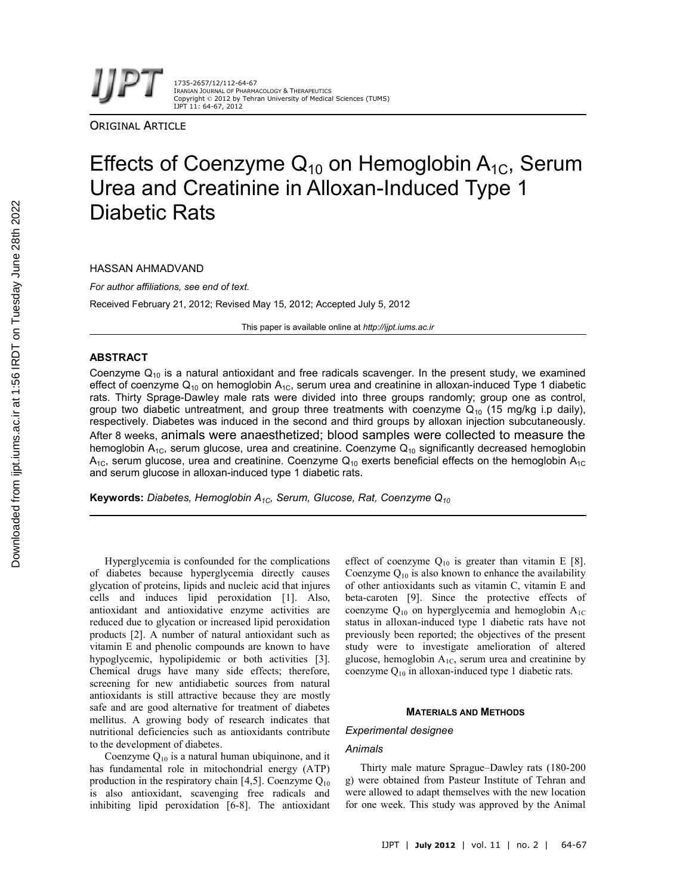ORIGINAL ARTICLE

# Effects of Coenzyme $Q_{10}$ on Hemoglobin $A_{1C}$, Serum Urea and Creatinine in Alloxan-Induced Type 1 Diabetic Rats

HASSAN AHMADVAND

*For author affiliations, see end of text.*

Received February 21, 2012; Revised May 15, 2012; Accepted July 5, 2012

This paper is available online at *http://ijpt.iums.ac.ir*

## ABSTRACT

Coenzyme $Q_{10}$ is a natural antioxidant and free radicals scavenger. In the present study, we examined effect of coenzyme $Q_{10}$ on hemoglobin $A_{1C}$, serum urea and creatinine in alloxan-induced Type 1 diabetic rats. Thirty Sprage-Dawley male rats were divided into three groups randomly; group one as control, group two diabetic untreatment, and group three treatments with coenzyme $Q_{10}$ (15 mg/kg i.p daily), respectively. Diabetes was induced in the second and third groups by alloxan injection subcutaneously. After 8 weeks, animals were anaesthetized; blood samples were collected to measure the hemoglobin $A_{1C}$, serum glucose, urea and creatinine. Coenzyme $Q_{10}$ significantly decreased hemoglobin $A_{1C}$, serum glucose, urea and creatinine. Coenzyme $Q_{10}$ exerts beneficial effects on the hemoglobin $A_{1C}$ and serum glucose in alloxan-induced type 1 diabetic rats.

**Keywords:** *Diabetes, Hemoglobin $A_{1C}$, Serum, Glucose, Rat, Coenzyme $Q_{10}$*

Hyperglycemia is confounded for the complications of diabetes because hyperglycemia directly causes glycation of proteins, lipids and nucleic acid that injures cells and induces lipid peroxidation [1]. Also, antioxidant and antioxidative enzyme activities are reduced due to glycation or increased lipid peroxidation products [2]. A number of natural antioxidant such as vitamin E and phenolic compounds are known to have hypoglycemic, hypolipidemic or both activities [3]. Chemical drugs have many side effects; therefore, screening for new antidiabetic sources from natural antioxidants is still attractive because they are mostly safe and are good alternative for treatment of diabetes mellitus. A growing body of research indicates that nutritional deficiencies such as antioxidants contribute to the development of diabetes.

Coenzyme $Q_{10}$ is a natural human ubiquinone, and it has fundamental role in mitochondrial energy (ATP) production in the respiratory chain [4,5]. Coenzyme $Q_{10}$ is also antioxidant, scavenging free radicals and inhibiting lipid peroxidation [6-8]. The antioxidant effect of coenzyme $Q_{10}$ is greater than vitamin E [8]. Coenzyme $Q_{10}$ is also known to enhance the availability of other antioxidants such as vitamin C, vitamin E and beta-caroten [9]. Since the protective effects of coenzyme $Q_{10}$ on hyperglycemia and hemoglobin $A_{1C}$ status in alloxan-induced type 1 diabetic rats have not previously been reported; the objectives of the present study were to investigate amelioration of altered glucose, hemoglobin $A_{1C}$, serum urea and creatinine by coenzyme $Q_{10}$ in alloxan-induced type 1 diabetic rats.

## MATERIALS AND METHODS

### *Experimental designee*

### *Animals*

Thirty male mature Sprague–Dawley rats (180-200 g) were obtained from Pasteur Institute of Tehran and were allowed to adapt themselves with the new location for one week. This study was approved by the Animal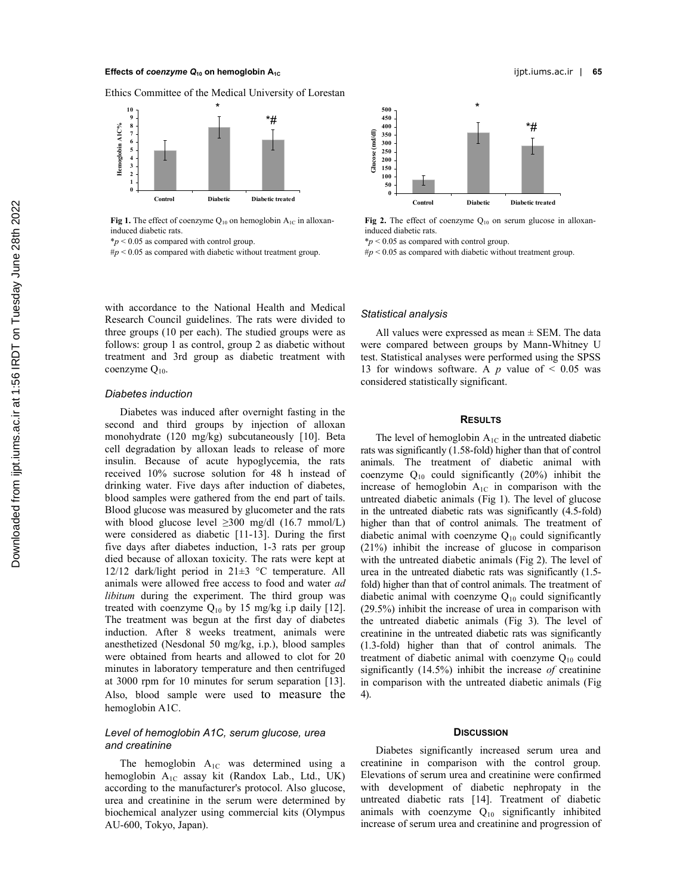Ethics Committee of the Medical University of Lorestan with accordance to the National Health and Medical Research Council guidelines. The rats were divided to three groups (10 per each). The studied groups were as follows: group 1 as control, group 2 as diabetic without treatment and 3rd group as diabetic treatment with coenzyme $Q_{10}$.

**Fig 1.** The effect of coenzyme $Q_{10}$ on hemoglobin $A_{1C}$ in alloxan-induced diabetic rats.
$*p < 0.05$ as compared with control group.
$\#p < 0.05$ as compared with diabetic without treatment group.

**Fig 2.** The effect of coenzyme $Q_{10}$ on serum glucose in alloxan-induced diabetic rats.
$*p < 0.05$ as compared with control group.
$\#p < 0.05$ as compared with diabetic without treatment group.

### *Diabetes induction*

Diabetes was induced after overnight fasting in the second and third groups by injection of alloxan monohydrate (120 mg/kg) subcutaneously [10]. Beta cell degradation by alloxan leads to release of more insulin. Because of acute hypoglycemia, the rats received 10% sucrose solution for 48 h instead of drinking water. Five days after induction of diabetes, blood samples were gathered from the end part of tails. Blood glucose was measured by glucometer and the rats with blood glucose level ≥300 mg/dl (16.7 mmol/L) were considered as diabetic [11-13]. During the first five days after diabetes induction, 1-3 rats per group died because of alloxan toxicity. The rats were kept at 12/12 dark/light period in 21±3 °C temperature. All animals were allowed free access to food and water *ad libitum* during the experiment. The third group was treated with coenzyme $Q_{10}$ by 15 mg/kg i.p daily [12]. The treatment was begun at the first day of diabetes induction. After 8 weeks treatment, animals were anesthetized (Nesdonal 50 mg/kg, i.p.), blood samples were obtained from hearts and allowed to clot for 20 minutes in laboratory temperature and then centrifuged at 3000 rpm for 10 minutes for serum separation [13]. Also, blood sample were used to measure the hemoglobin A1C.

### *Level of hemoglobin A1C, serum glucose, urea and creatinine*

The hemoglobin $A_{1C}$ was determined using a hemoglobin $A_{1C}$ assay kit (Randox Lab., Ltd., UK) according to the manufacturer's protocol. Also glucose, urea and creatinine in the serum were determined by biochemical analyzer using commercial kits (Olympus AU-600, Tokyo, Japan).

### *Statistical analysis*

All values were expressed as mean ± SEM. The data were compared between groups by Mann-Whitney U test. Statistical analyses were performed using the SPSS 13 for windows software. A $p$ value of $< 0.05$ was considered statistically significant.

## RESULTS

The level of hemoglobin $A_{1C}$ in the untreated diabetic rats was significantly (1.58-fold) higher than that of control animals. The treatment of diabetic animal with coenzyme $Q_{10}$ could significantly (20%) inhibit the increase of hemoglobin $A_{1C}$ in comparison with the untreated diabetic animals (Fig 1). The level of glucose in the untreated diabetic rats was significantly (4.5-fold) higher than that of control animals. The treatment of diabetic animal with coenzyme $Q_{10}$ could significantly (21%) inhibit the increase of glucose in comparison with the untreated diabetic animals (Fig 2). The level of urea in the untreated diabetic rats was significantly (1.5-fold) higher than that of control animals. The treatment of diabetic animal with coenzyme $Q_{10}$ could significantly (29.5%) inhibit the increase of urea in comparison with the untreated diabetic animals (Fig 3). The level of creatinine in the untreated diabetic rats was significantly (1.3-fold) higher than that of control animals. The treatment of diabetic animal with coenzyme $Q_{10}$ could significantly (14.5%) inhibit the increase *of* creatinine in comparison with the untreated diabetic animals (Fig 4).

## DISCUSSION

Diabetes significantly increased serum urea and creatinine in comparison with the control group. Elevations of serum urea and creatinine were confirmed with development of diabetic nephropaty in the untreated diabetic rats [14]. Treatment of diabetic animals with coenzyme $Q_{10}$ significantly inhibited increase of serum urea and creatinine and progression of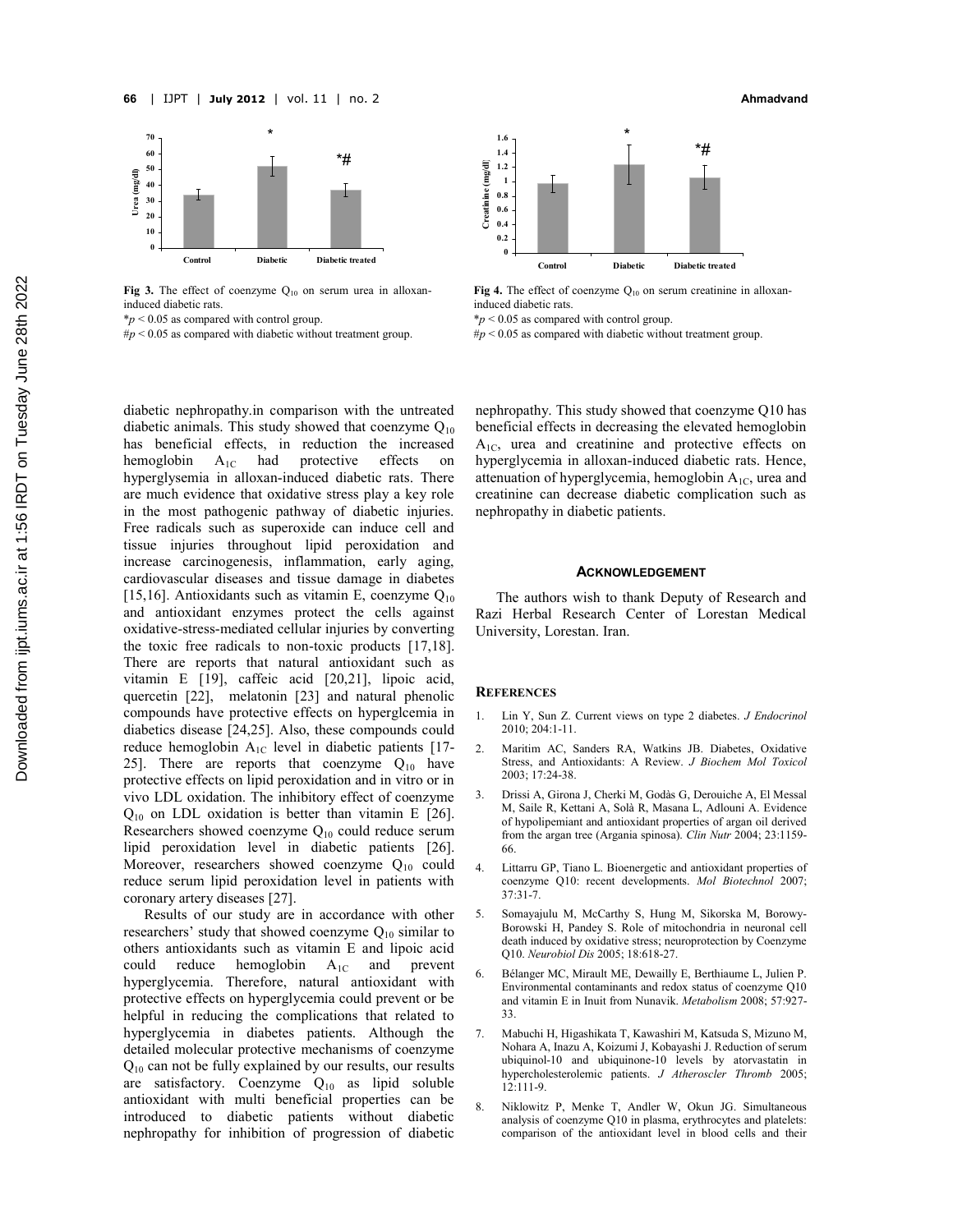Fig 3. The effect of coenzyme $Q_{10}$ on serum urea in alloxan-induced diabetic rats.
*$p < 0.05$ as compared with control group.
#$p < 0.05$ as compared with diabetic without treatment group.

Fig 4. The effect of coenzyme $Q_{10}$ on serum creatinine in alloxan-induced diabetic rats.
*$p < 0.05$ as compared with control group.
#$p < 0.05$ as compared with diabetic without treatment group.

diabetic nephropathy.in comparison with the untreated diabetic animals. This study showed that coenzyme $Q_{10}$ has beneficial effects, in reduction the increased hemoglobin $A_{1C}$ had protective effects on hyperglysemia in alloxan-induced diabetic rats. There are much evidence that oxidative stress play a key role in the most pathogenic pathway of diabetic injuries. Free radicals such as superoxide can induce cell and tissue injuries throughout lipid peroxidation and increase carcinogenesis, inflammation, early aging, cardiovascular diseases and tissue damage in diabetes [15,16]. Antioxidants such as vitamin E, coenzyme $Q_{10}$ and antioxidant enzymes protect the cells against oxidative-stress-mediated cellular injuries by converting the toxic free radicals to non-toxic products [17,18]. There are reports that natural antioxidant such as vitamin E [19], caffeic acid [20,21], lipoic acid, quercetin [22], melatonin [23] and natural phenolic compounds have protective effects on hyperglcemia in diabetics disease [24,25]. Also, these compounds could reduce hemoglobin $A_{1C}$ level in diabetic patients [17-25]. There are reports that coenzyme $Q_{10}$ have protective effects on lipid peroxidation and in vitro or in vivo LDL oxidation. The inhibitory effect of coenzyme $Q_{10}$ on LDL oxidation is better than vitamin E [26]. Researchers showed coenzyme $Q_{10}$ could reduce serum lipid peroxidation level in diabetic patients [26]. Moreover, researchers showed coenzyme $Q_{10}$ could reduce serum lipid peroxidation level in patients with coronary artery diseases [27].

Results of our study are in accordance with other researchers' study that showed coenzyme $Q_{10}$ similar to others antioxidants such as vitamin E and lipoic acid could reduce hemoglobin $A_{1C}$ and prevent hyperglycemia. Therefore, natural antioxidant with protective effects on hyperglycemia could prevent or be helpful in reducing the complications that related to hyperglycemia in diabetes patients. Although the detailed molecular protective mechanisms of coenzyme $Q_{10}$ can not be fully explained by our results, our results are satisfactory. Coenzyme $Q_{10}$ as lipid soluble antioxidant with multi beneficial properties can be introduced to diabetic patients without diabetic nephropathy for inhibition of progression of diabetic nephropathy. This study showed that coenzyme Q10 has beneficial effects in decreasing the elevated hemoglobin $A_{1C}$, urea and creatinine and protective effects on hyperglycemia in alloxan-induced diabetic rats. Hence, attenuation of hyperglycemia, hemoglobin $A_{1C}$, urea and creatinine can decrease diabetic complication such as nephropathy in diabetic patients.

## ACKNOWLEDGEMENT

The authors wish to thank Deputy of Research and Razi Herbal Research Center of Lorestan Medical University, Lorestan. Iran.

## REFERENCES

1. Lin Y, Sun Z. Current views on type 2 diabetes. *J Endocrinol* 2010; 204:1-11.
2. Maritim AC, Sanders RA, Watkins JB. Diabetes, Oxidative Stress, and Antioxidants: A Review. *J Biochem Mol Toxicol* 2003; 17:24-38.
3. Drissi A, Girona J, Cherki M, Godàs G, Derouiche A, El Messal M, Saile R, Kettani A, Solà R, Masana L, Adlouni A. Evidence of hypolipemiant and antioxidant properties of argan oil derived from the argan tree (Argania spinosa). *Clin Nutr* 2004; 23:1159-66.
4. Littarru GP, Tiano L. Bioenergetic and antioxidant properties of coenzyme Q10: recent developments. *Mol Biotechnol* 2007; 37:31-7.
5. Somayajulu M, McCarthy S, Hung M, Sikorska M, Borowy-Borowski H, Pandey S. Role of mitochondria in neuronal cell death induced by oxidative stress; neuroprotection by Coenzyme Q10. *Neurobiol Dis* 2005; 18:618-27.
6. Bélanger MC, Mirault ME, Dewailly E, Berthiaume L, Julien P. Environmental contaminants and redox status of coenzyme Q10 and vitamin E in Inuit from Nunavik. *Metabolism* 2008; 57:927-33.
7. Mabuchi H, Higashikata T, Kawashiri M, Katsuda S, Mizuno M, Nohara A, Inazu A, Koizumi J, Kobayashi J. Reduction of serum ubiquinol-10 and ubiquinone-10 levels by atorvastatin in hypercholesterolemic patients. *J Atheroscler Thromb* 2005; 12:111-9.
8. Niklowitz P, Menke T, Andler W, Okun JG. Simultaneous analysis of coenzyme Q10 in plasma, erythrocytes and platelets: comparison of the antioxidant level in blood cells and their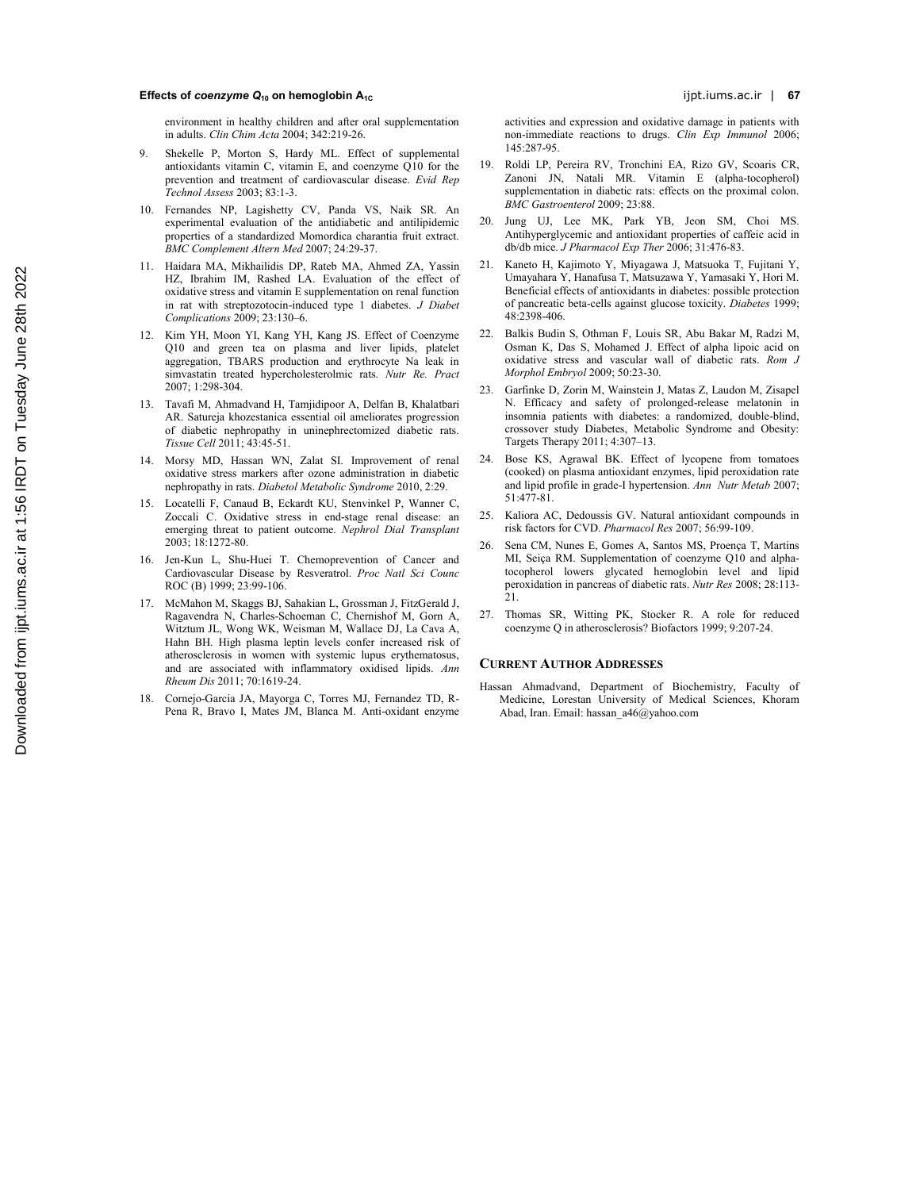environment in healthy children and after oral supplementation in adults. *Clin Chim Acta* 2004; 342:219-26.

9. Shekelle P, Morton S, Hardy ML. Effect of supplemental antioxidants vitamin C, vitamin E, and coenzyme Q10 for the prevention and treatment of cardiovascular disease. *Evid Rep Technol Assess* 2003; 83:1-3.

10. Fernandes NP, Lagishetty CV, Panda VS, Naik SR. An experimental evaluation of the antidiabetic and antilipidemic properties of a standardized Momordica charantia fruit extract. *BMC Complement Altern Med* 2007; 24:29-37.

11. Haidara MA, Mikhailidis DP, Rateb MA, Ahmed ZA, Yassin HZ, Ibrahim IM, Rashed LA. Evaluation of the effect of oxidative stress and vitamin E supplementation on renal function in rat with streptozotocin-induced type 1 diabetes. *J Diabet Complications* 2009; 23:130–6.

12. Kim YH, Moon YI, Kang YH, Kang JS. Effect of Coenzyme Q10 and green tea on plasma and liver lipids, platelet aggregation, TBARS production and erythrocyte Na leak in simvastatin treated hypercholesterolmic rats. *Nutr Re. Pract* 2007; 1:298-304.

13. Tavafi M, Ahmadvand H, Tamjidipoor A, Delfan B, Khalatbari AR. Satureja khozestanica essential oil ameliorates progression of diabetic nephropathy in uninephrectomized diabetic rats. *Tissue Cell* 2011; 43:45-51.

14. Morsy MD, Hassan WN, Zalat SI. Improvement of renal oxidative stress markers after ozone administration in diabetic nephropathy in rats. *Diabetol Metabolic Syndrome* 2010, 2:29.

15. Locatelli F, Canaud B, Eckardt KU, Stenvinkel P, Wanner C, Zoccali C. Oxidative stress in end-stage renal disease: an emerging threat to patient outcome. *Nephrol Dial Transplant* 2003; 18:1272-80.

16. Jen-Kun L, Shu-Huei T. Chemoprevention of Cancer and Cardiovascular Disease by Resveratrol. *Proc Natl Sci Counc* ROC (B) 1999; 23:99-106.

17. McMahon M, Skaggs BJ, Sahakian L, Grossman J, FitzGerald J, Ragavendra N, Charles-Schoeman C, Chernishof M, Gorn A, Witztum JL, Wong WK, Weisman M, Wallace DJ, La Cava A, Hahn BH. High plasma leptin levels confer increased risk of atherosclerosis in women with systemic lupus erythematosus, and are associated with inflammatory oxidised lipids. *Ann Rheum Dis* 2011; 70:1619-24.

18. Cornejo-Garcia JA, Mayorga C, Torres MJ, Fernandez TD, R-Pena R, Bravo I, Mates JM, Blanca M. Anti-oxidant enzyme activities and expression and oxidative damage in patients with non-immediate reactions to drugs. *Clin Exp Immunol* 2006; 145:287-95.

19. Roldi LP, Pereira RV, Tronchini EA, Rizo GV, Scoaris CR, Zanoni JN, Natali MR. Vitamin E (alpha-tocopherol) supplementation in diabetic rats: effects on the proximal colon. *BMC Gastroenterol* 2009; 23:88.

20. Jung UJ, Lee MK, Park YB, Jeon SM, Choi MS. Antihyperglycemic and antioxidant properties of caffeic acid in db/db mice. *J Pharmacol Exp Ther* 2006; 31:476-83.

21. Kaneto H, Kajimoto Y, Miyagawa J, Matsuoka T, Fujitani Y, Umayahara Y, Hanafusa T, Matsuzawa Y, Yamasaki Y, Hori M. Beneficial effects of antioxidants in diabetes: possible protection of pancreatic beta-cells against glucose toxicity. *Diabetes* 1999; 48:2398-406.

22. Balkis Budin S, Othman F, Louis SR, Abu Bakar M, Radzi M, Osman K, Das S, Mohamed J. Effect of alpha lipoic acid on oxidative stress and vascular wall of diabetic rats. *Rom J Morphol Embryol* 2009; 50:23-30.

23. Garfinke D, Zorin M, Wainstein J, Matas Z, Laudon M, Zisapel N. Efficacy and safety of prolonged-release melatonin in insomnia patients with diabetes: a randomized, double-blind, crossover study Diabetes, Metabolic Syndrome and Obesity: Targets Therapy 2011; 4:307–13.

24. Bose KS, Agrawal BK. Effect of lycopene from tomatoes (cooked) on plasma antioxidant enzymes, lipid peroxidation rate and lipid profile in grade-I hypertension. *Ann Nutr Metab* 2007; 51:477-81.

25. Kaliora AC, Dedoussis GV. Natural antioxidant compounds in risk factors for CVD. *Pharmacol Res* 2007; 56:99-109.

26. Sena CM, Nunes E, Gomes A, Santos MS, Proença T, Martins MI, Seiça RM. Supplementation of coenzyme Q10 and alpha-tocopherol lowers glycated hemoglobin level and lipid peroxidation in pancreas of diabetic rats. *Nutr Res* 2008; 28:113-21.

27. Thomas SR, Witting PK, Stocker R. A role for reduced coenzyme Q in atherosclerosis? Biofactors 1999; 9:207-24.

## CURRENT AUTHOR ADDRESSES

Hassan Ahmadvand, Department of Biochemistry, Faculty of Medicine, Lorestan University of Medical Sciences, Khoram Abad, Iran. Email: hassan_a46@yahoo.com